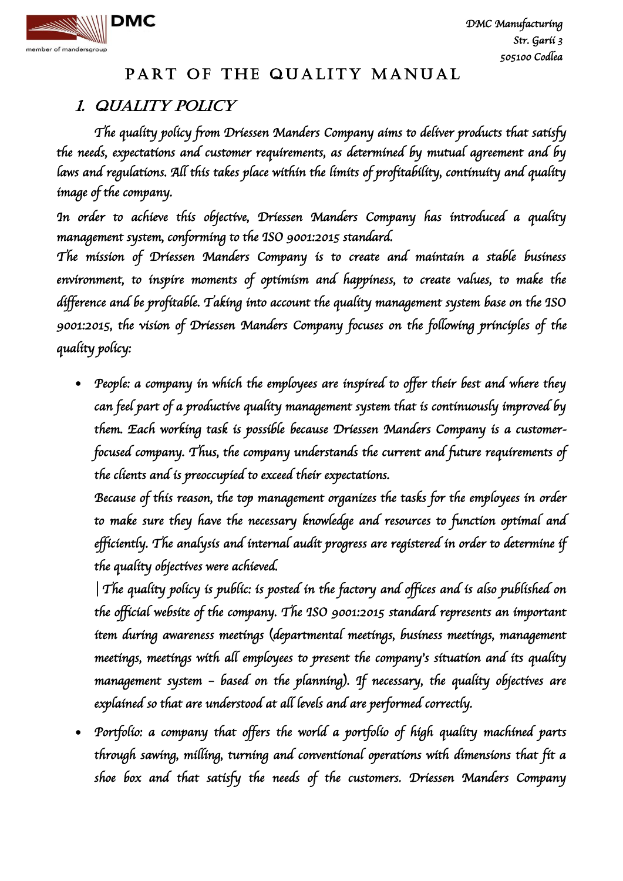DMC

member of mandersgroup

DMC Manufacturing
Str. Garii 3
505100 Codlea

# PART OF THE QUALITY MANUAL

## 1. QUALITY POLICY

*The quality policy from Driessen Manders Company aims to deliver products that satisfy the needs, expectations and customer requirements, as determined by mutual agreement and by laws and regulations. All this takes place within the limits of profitability, continuity and quality image of the company.*

*In order to achieve this objective, Driessen Manders Company has introduced a quality management system, conforming to the ISO 9001:2015 standard.*

*The mission of Driessen Manders Company is to create and maintain a stable business environment, to inspire moments of optimism and happiness, to create values, to make the difference and be profitable. Taking into account the quality management system base on the ISO 9001:2015, the vision of Driessen Manders Company focuses on the following principles of the quality policy:*

- *People: a company in which the employees are inspired to offer their best and where they can feel part of a productive quality management system that is continuously improved by them. Each working task is possible because Driessen Manders Company is a customer-focused company. Thus, the company understands the current and future requirements of the clients and is preoccupied to exceed their expectations.*

  *Because of this reason, the top management organizes the tasks for the employees in order to make sure they have the necessary knowledge and resources to function optimal and efficiently. The analysis and internal audit progress are registered in order to determine if the quality objectives were achieved.*

  *| The quality policy is public: is posted in the factory and offices and is also published on the official website of the company. The ISO 9001:2015 standard represents an important item during awareness meetings (departmental meetings, business meetings, management meetings, meetings with all employees to present the company's situation and its quality management system – based on the planning). If necessary, the quality objectives are explained so that are understood at all levels and are performed correctly.*

- *Portfolio: a company that offers the world a portfolio of high quality machined parts through sawing, milling, turning and conventional operations with dimensions that fit a shoe box and that satisfy the needs of the customers. Driessen Manders Company*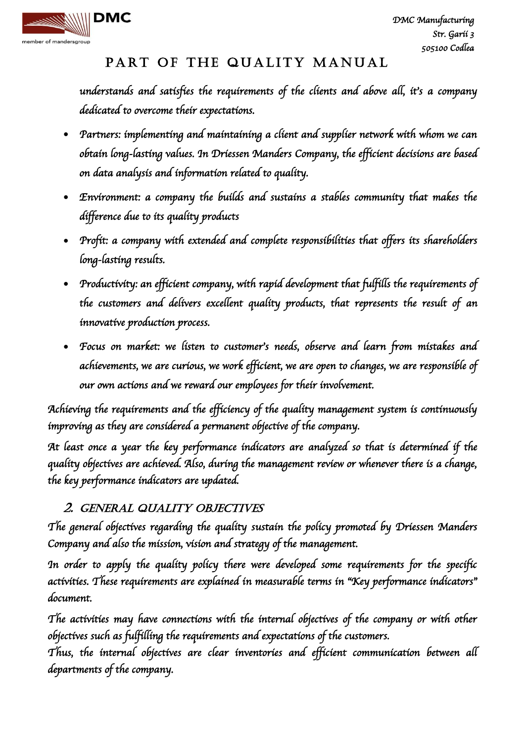understands and satisfies the requirements of the clients and above all, it's a company dedicated to overcome their expectations.

- Partners: implementing and maintaining a client and supplier network with whom we can obtain long-lasting values. In Driessen Manders Company, the efficient decisions are based on data analysis and information related to quality.
- Environment: a company the builds and sustains a stables community that makes the difference due to its quality products
- Profit: a company with extended and complete responsibilities that offers its shareholders long-lasting results.
- Productivity: an efficient company, with rapid development that fulfills the requirements of the customers and delivers excellent quality products, that represents the result of an innovative production process.
- Focus on market: we listen to customer's needs, observe and learn from mistakes and achievements, we are curious, we work efficient, we are open to changes, we are responsible of our own actions and we reward our employees for their involvement.

Achieving the requirements and the efficiency of the quality management system is continuously improving as they are considered a permanent objective of the company.

At least once a year the key performance indicators are analyzed so that is determined if the quality objectives are achieved. Also, during the management review or whenever there is a change, the key performance indicators are updated.

## 2. GENERAL QUALITY OBJECTIVES

The general objectives regarding the quality sustain the policy promoted by Driessen Manders Company and also the mission, vision and strategy of the management.

In order to apply the quality policy there were developed some requirements for the specific activities. These requirements are explained in measurable terms in "Key performance indicators" document.

The activities may have connections with the internal objectives of the company or with other objectives such as fulfilling the requirements and expectations of the customers.

Thus, the internal objectives are clear inventories and efficient communication between all departments of the company.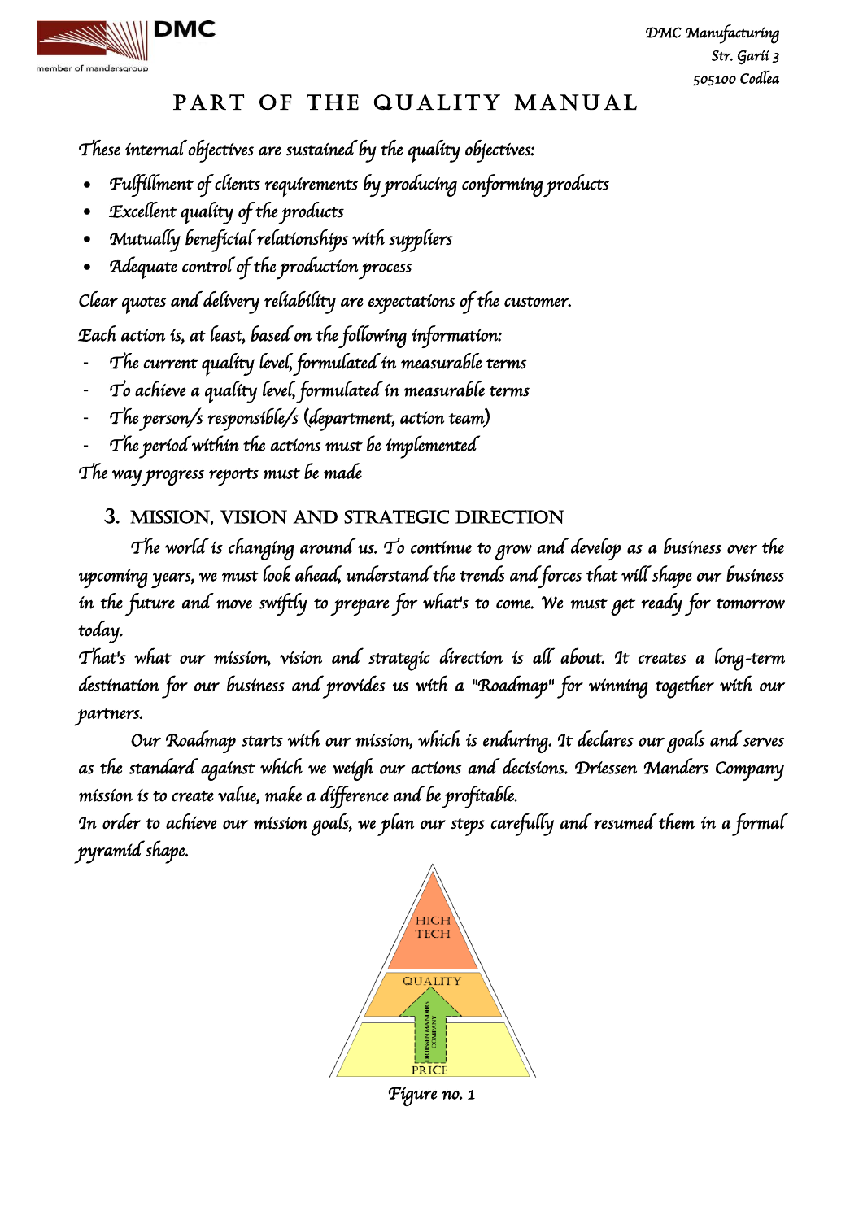# PART OF THE QUALITY MANUAL

*These internal objectives are sustained by the quality objectives:*

- *Fulfillment of clients requirements by producing conforming products*
- *Excellent quality of the products*
- *Mutually beneficial relationships with suppliers*
- *Adequate control of the production process*

*Clear quotes and delivery reliability are expectations of the customer.*

*Each action is, at least, based on the following information:*

- *The current quality level, formulated in measurable terms*
- *To achieve a quality level, formulated in measurable terms*
- *The person/s responsible/s (department, action team)*
- *The period within the actions must be implemented*

*The way progress reports must be made*

## 3. MISSION, VISION AND STRATEGIC DIRECTION

*The world is changing around us. To continue to grow and develop as a business over the upcoming years, we must look ahead, understand the trends and forces that will shape our business in the future and move swiftly to prepare for what's to come. We must get ready for tomorrow today.*

*That's what our mission, vision and strategic direction is all about. It creates a long-term destination for our business and provides us with a "Roadmap" for winning together with our partners.*

*Our Roadmap starts with our mission, which is enduring. It declares our goals and serves as the standard against which we weigh our actions and decisions. Driessen Manders Company mission is to create value, make a difference and be profitable.*

*In order to achieve our mission goals, we plan our steps carefully and resumed them in a formal pyramid shape.*

HIGH TECH

QUALITY

DRIESSEN MANDERS COMPANY

PRICE

*Figure no. 1*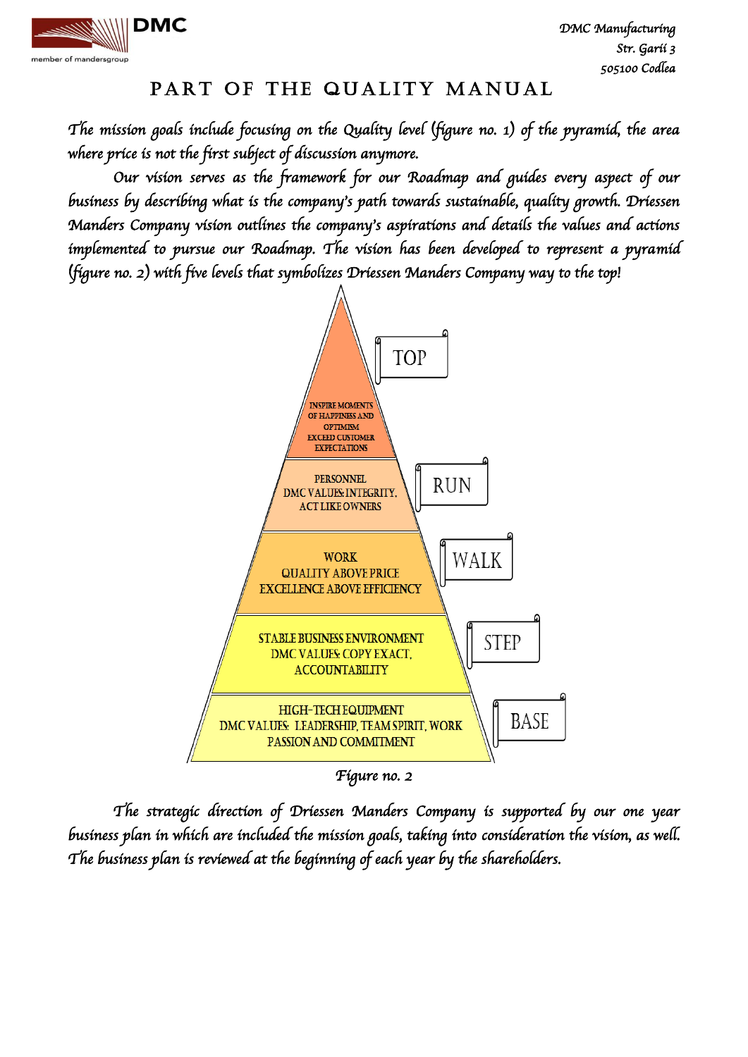# PART OF THE QUALITY MANUAL

*The mission goals include focusing on the Quality level (figure no. 1) of the pyramid, the area where price is not the first subject of discussion anymore.*

*Our vision serves as the framework for our Roadmap and guides every aspect of our business by describing what is the company's path towards sustainable, quality growth. Driessen Manders Company vision outlines the company's aspirations and details the values and actions implemented to pursue our Roadmap. The vision has been developed to represent a pyramid (figure no. 2) with five levels that symbolizes Driessen Manders Company way to the top!*

TOP
INSPIRE MOMENTS OF HAPPINESS AND OPTIMISM
EXCEED CUSTOMER EXPECTATIONS

RUN
PERSONNEL
DMC VALUES: INTEGRITY, ACT LIKE OWNERS

WALK
WORK
QUALITY ABOVE PRICE
EXCELLENCE ABOVE EFFICIENCY

STEP
STABLE BUSINESS ENVIRONMENT
DMC VALUES: COPY EXACT, ACCOUNTABILITY

BASE
HIGH-TECH EQUIPMENT
DMC VALUES: LEADERSHIP, TEAM SPIRIT, WORK PASSION AND COMMITMENT

*Figure no. 2*

*The strategic direction of Driessen Manders Company is supported by our one year business plan in which are included the mission goals, taking into consideration the vision, as well. The business plan is reviewed at the beginning of each year by the shareholders.*